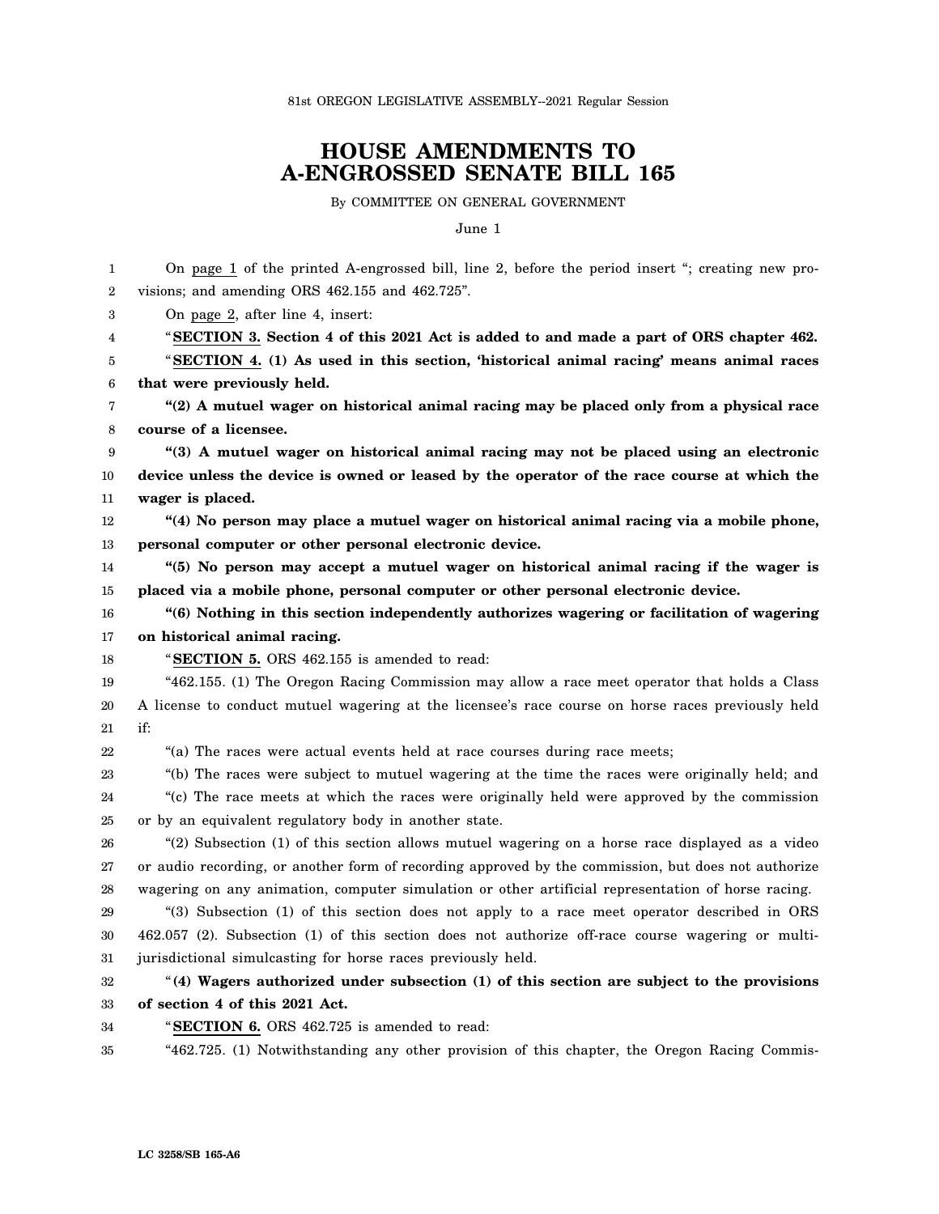81st OREGON LEGISLATIVE ASSEMBLY--2021 Regular Session

# HOUSE AMENDMENTS TO A-ENGROSSED SENATE BILL 165

By COMMITTEE ON GENERAL GOVERNMENT

June 1

On page 1 of the printed A-engrossed bill, line 2, before the period insert "; creating new provisions; and amending ORS 462.155 and 462.725".

On page 2, after line 4, insert:

"**SECTION 3. Section 4 of this 2021 Act is added to and made a part of ORS chapter 462.**

"**SECTION 4. (1) As used in this section, 'historical animal racing' means animal races that were previously held.**

**"(2) A mutuel wager on historical animal racing may be placed only from a physical race course of a licensee.**

**"(3) A mutuel wager on historical animal racing may not be placed using an electronic device unless the device is owned or leased by the operator of the race course at which the wager is placed.**

**"(4) No person may place a mutuel wager on historical animal racing via a mobile phone, personal computer or other personal electronic device.**

**"(5) No person may accept a mutuel wager on historical animal racing if the wager is placed via a mobile phone, personal computer or other personal electronic device.**

**"(6) Nothing in this section independently authorizes wagering or facilitation of wagering on historical animal racing.**

"**SECTION 5.** ORS 462.155 is amended to read:

"462.155. (1) The Oregon Racing Commission may allow a race meet operator that holds a Class A license to conduct mutuel wagering at the licensee's race course on horse races previously held if:

"(a) The races were actual events held at race courses during race meets;

"(b) The races were subject to mutuel wagering at the time the races were originally held; and

"(c) The race meets at which the races were originally held were approved by the commission or by an equivalent regulatory body in another state.

"(2) Subsection (1) of this section allows mutuel wagering on a horse race displayed as a video or audio recording, or another form of recording approved by the commission, but does not authorize wagering on any animation, computer simulation or other artificial representation of horse racing.

"(3) Subsection (1) of this section does not apply to a race meet operator described in ORS 462.057 (2). Subsection (1) of this section does not authorize off-race course wagering or multi-jurisdictional simulcasting for horse races previously held.

"**(4) Wagers authorized under subsection (1) of this section are subject to the provisions of section 4 of this 2021 Act.**

"**SECTION 6.** ORS 462.725 is amended to read:

"462.725. (1) Notwithstanding any other provision of this chapter, the Oregon Racing Commis-

LC 3258/SB 165-A6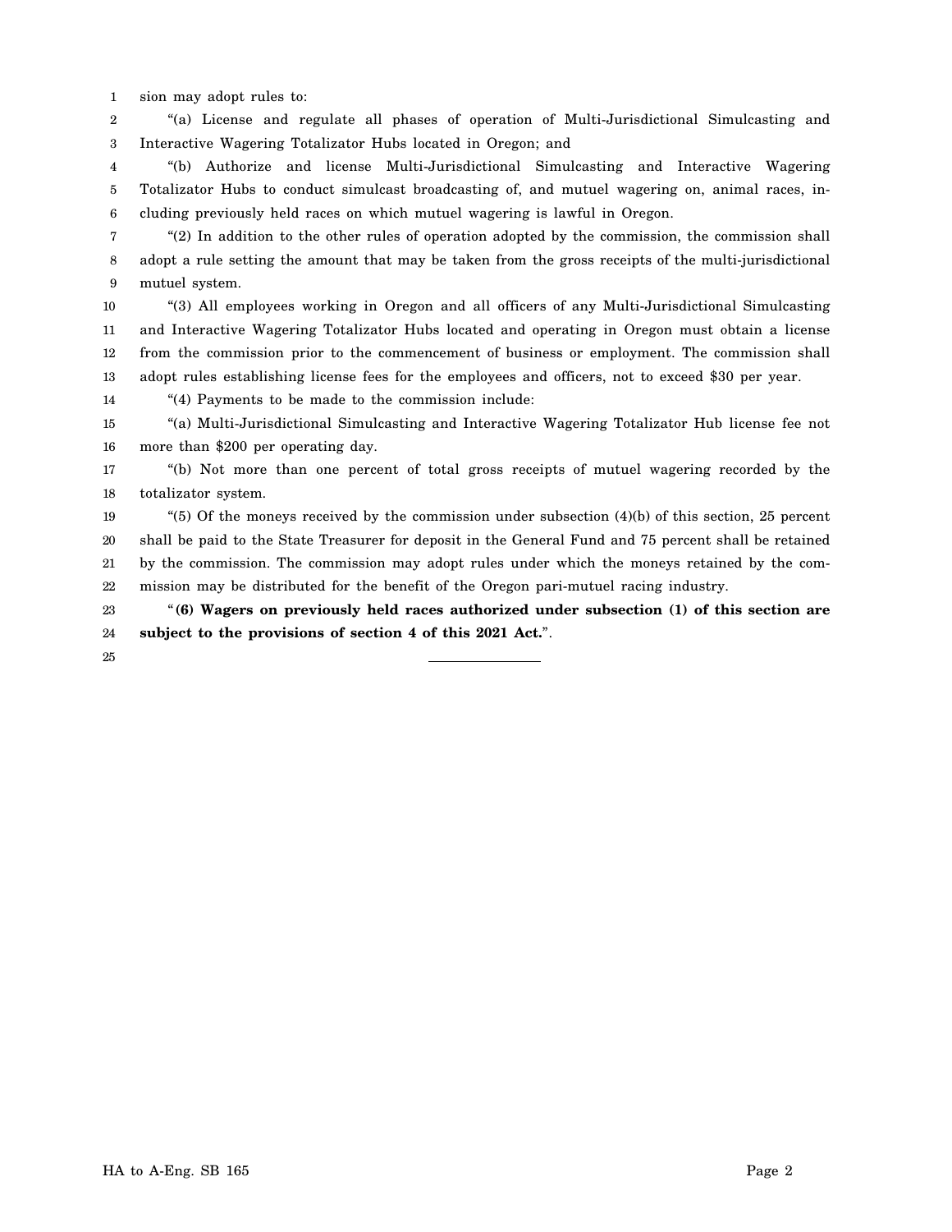sion may adopt rules to:

"(a) License and regulate all phases of operation of Multi-Jurisdictional Simulcasting and Interactive Wagering Totalizator Hubs located in Oregon; and

"(b) Authorize and license Multi-Jurisdictional Simulcasting and Interactive Wagering Totalizator Hubs to conduct simulcast broadcasting of, and mutuel wagering on, animal races, including previously held races on which mutuel wagering is lawful in Oregon.

"(2) In addition to the other rules of operation adopted by the commission, the commission shall adopt a rule setting the amount that may be taken from the gross receipts of the multi-jurisdictional mutuel system.

"(3) All employees working in Oregon and all officers of any Multi-Jurisdictional Simulcasting and Interactive Wagering Totalizator Hubs located and operating in Oregon must obtain a license from the commission prior to the commencement of business or employment. The commission shall adopt rules establishing license fees for the employees and officers, not to exceed $30 per year.

"(4) Payments to be made to the commission include:

"(a) Multi-Jurisdictional Simulcasting and Interactive Wagering Totalizator Hub license fee not more than $200 per operating day.

"(b) Not more than one percent of total gross receipts of mutuel wagering recorded by the totalizator system.

"(5) Of the moneys received by the commission under subsection (4)(b) of this section, 25 percent shall be paid to the State Treasurer for deposit in the General Fund and 75 percent shall be retained by the commission. The commission may adopt rules under which the moneys retained by the commission may be distributed for the benefit of the Oregon pari-mutuel racing industry.

"**(6) Wagers on previously held races authorized under subsection (1) of this section are subject to the provisions of section 4 of this 2021 Act.**".

---